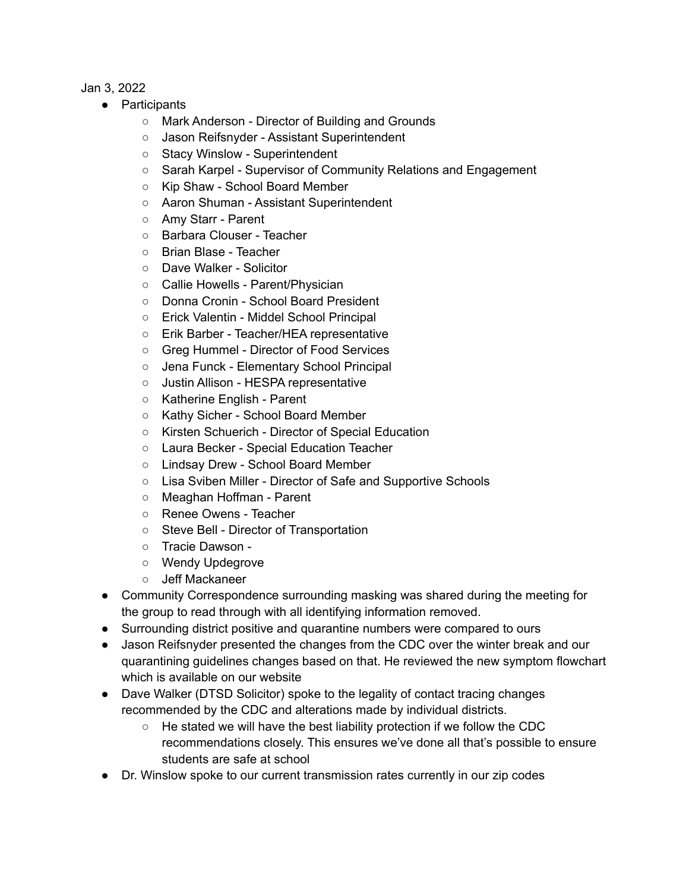Jan 3, 2022

- Participants
  - Mark Anderson - Director of Building and Grounds
  - Jason Reifsnyder - Assistant Superintendent
  - Stacy Winslow - Superintendent
  - Sarah Karpel - Supervisor of Community Relations and Engagement
  - Kip Shaw - School Board Member
  - Aaron Shuman - Assistant Superintendent
  - Amy Starr - Parent
  - Barbara Clouser - Teacher
  - Brian Blase - Teacher
  - Dave Walker - Solicitor
  - Callie Howells - Parent/Physician
  - Donna Cronin - School Board President
  - Erick Valentin - Middel School Principal
  - Erik Barber - Teacher/HEA representative
  - Greg Hummel - Director of Food Services
  - Jena Funck - Elementary School Principal
  - Justin Allison - HESPA representative
  - Katherine English - Parent
  - Kathy Sicher - School Board Member
  - Kirsten Schuerich - Director of Special Education
  - Laura Becker - Special Education Teacher
  - Lindsay Drew - School Board Member
  - Lisa Sviben Miller - Director of Safe and Supportive Schools
  - Meaghan Hoffman - Parent
  - Renee Owens - Teacher
  - Steve Bell - Director of Transportation
  - Tracie Dawson -
  - Wendy Updegrove
  - Jeff Mackaneer
- Community Correspondence surrounding masking was shared during the meeting for the group to read through with all identifying information removed.
- Surrounding district positive and quarantine numbers were compared to ours
- Jason Reifsnyder presented the changes from the CDC over the winter break and our quarantining guidelines changes based on that. He reviewed the new symptom flowchart which is available on our website
- Dave Walker (DTSD Solicitor) spoke to the legality of contact tracing changes recommended by the CDC and alterations made by individual districts.
  - He stated we will have the best liability protection if we follow the CDC recommendations closely. This ensures we've done all that's possible to ensure students are safe at school
- Dr. Winslow spoke to our current transmission rates currently in our zip codes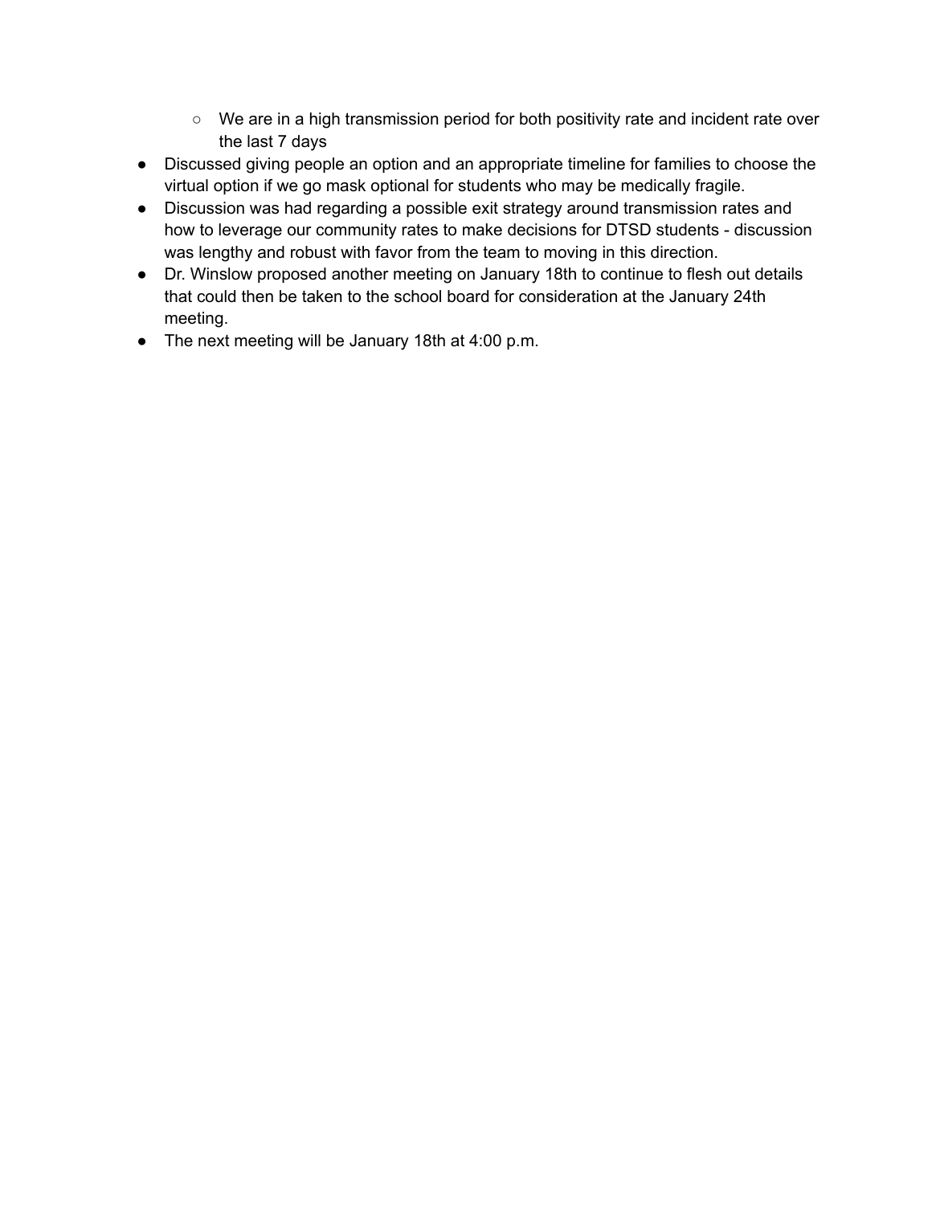- We are in a high transmission period for both positivity rate and incident rate over the last 7 days
- Discussed giving people an option and an appropriate timeline for families to choose the virtual option if we go mask optional for students who may be medically fragile.
- Discussion was had regarding a possible exit strategy around transmission rates and how to leverage our community rates to make decisions for DTSD students - discussion was lengthy and robust with favor from the team to moving in this direction.
- Dr. Winslow proposed another meeting on January 18th to continue to flesh out details that could then be taken to the school board for consideration at the January 24th meeting.
- The next meeting will be January 18th at 4:00 p.m.